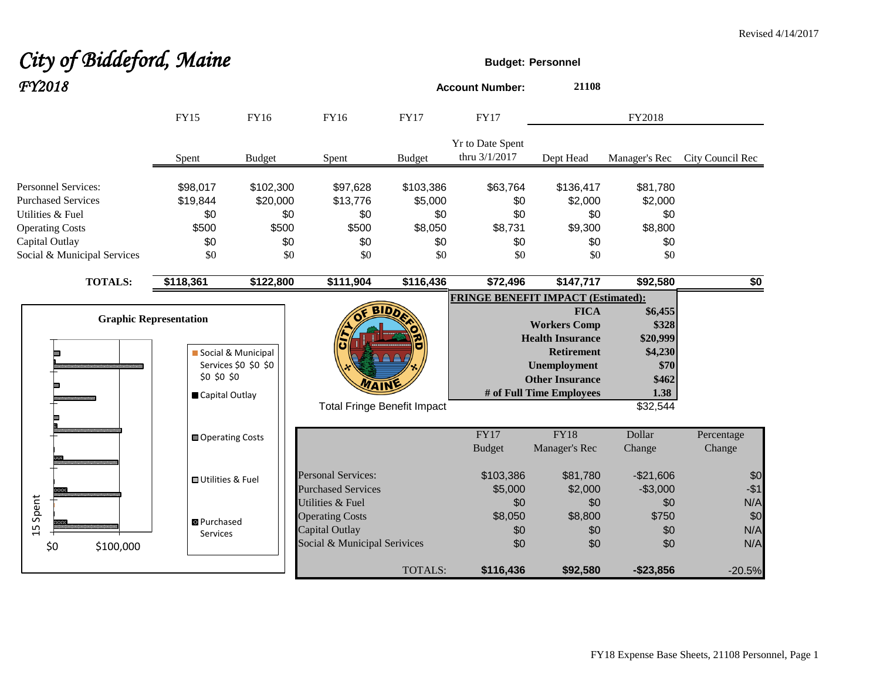Revised 4/14/2017

# City of Biddeford, Maine
## FY2018

**Budget: Personnel**

**Account Number:** 21108

| | FY15 Spent | FY16 Budget | FY16 Spent | FY17 Budget | FY17 Yr to Date Spent thru 3/1/2017 | FY2018 Dept Head | FY2018 Manager's Rec | FY2018 City Council Rec |
|---|---|---|---|---|---|---|---|---|
| Personnel Services: | $98,017 | $102,300 | $97,628 | $103,386 | $63,764 | $136,417 | $81,780 | |
| Purchased Services | $19,844 | $20,000 | $13,776 | $5,000 | $0 | $2,000 | $2,000 | |
| Utilities & Fuel | $0 | $0 | $0 | $0 | $0 | $0 | $0 | |
| Operating Costs | $500 | $500 | $500 | $8,050 | $8,731 | $9,300 | $8,800 | |
| Capital Outlay | $0 | $0 | $0 | $0 | $0 | $0 | $0 | |
| Social & Municipal Services | $0 | $0 | $0 | $0 | $0 | $0 | $0 | |
| **TOTALS:** | **$118,361** | **$122,800** | **$111,904** | **$116,436** | **$72,496** | **$147,717** | **$92,580** | **$0** |

**FRINGE BENEFIT IMPACT (Estimated):**

| | |
|---|---|
| **FICA** | **$6,455** |
| **Workers Comp** | **$328** |
| **Health Insurance** | **$20,999** |
| **Retirement** | **$4,230** |
| **Unemployment** | **$70** |
| **Other Insurance** | **$462** |
| **# of Full Time Employees** | **1.38** |
| Total Fringe Benefit Impact | $32,544 |

**Graphic Representation**

| | FY17 Budget | FY18 Manager's Rec | Dollar Change | Percentage Change |
|---|---|---|---|---|
| Personal Services: | $103,386 | $81,780 | -$21,606 | $0 |
| Purchased Services | $5,000 | $2,000 | -$3,000 | -$1 |
| Utilities & Fuel | $0 | $0 | $0 | N/A |
| Operating Costs | $8,050 | $8,800 | $750 | $0 |
| Capital Outlay | $0 | $0 | $0 | N/A |
| Social & Municipal Serivices | $0 | $0 | $0 | N/A |
| TOTALS: | **$116,436** | **$92,580** | **-$23,856** | -20.5% |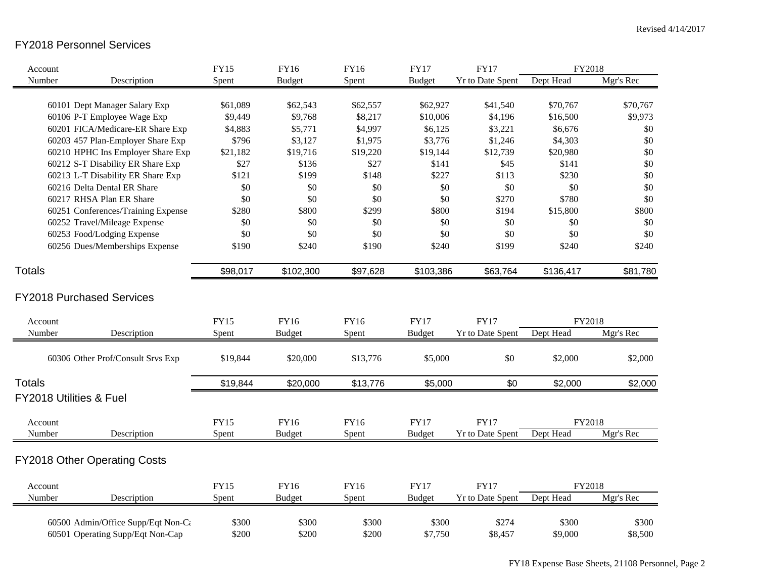Revised 4/14/2017

## FY2018 Personnel Services

| Account Number | Description | FY15 Spent | FY16 Budget | FY16 Spent | FY17 Budget | FY17 Yr to Date Spent | FY2018 Dept Head | FY2018 Mgr's Rec |
|---|---|---|---|---|---|---|---|---|
| 60101 | Dept Manager Salary Exp | $61,089 | $62,543 | $62,557 | $62,927 | $41,540 | $70,767 | $70,767 |
| 60106 | P-T Employee Wage Exp | $9,449 | $9,768 | $8,217 | $10,006 | $4,196 | $16,500 | $9,973 |
| 60201 | FICA/Medicare-ER Share Exp | $4,883 | $5,771 | $4,997 | $6,125 | $3,221 | $6,676 | $0 |
| 60203 | 457 Plan-Employer Share Exp | $796 | $3,127 | $1,975 | $3,776 | $1,246 | $4,303 | $0 |
| 60210 | HPHC Ins Employer Share Exp | $21,182 | $19,716 | $19,220 | $19,144 | $12,739 | $20,980 | $0 |
| 60212 | S-T Disability ER Share Exp | $27 | $136 | $27 | $141 | $45 | $141 | $0 |
| 60213 | L-T Disability ER Share Exp | $121 | $199 | $148 | $227 | $113 | $230 | $0 |
| 60216 | Delta Dental ER Share | $0 | $0 | $0 | $0 | $0 | $0 | $0 |
| 60217 | RHSA Plan ER Share | $0 | $0 | $0 | $0 | $270 | $780 | $0 |
| 60251 | Conferences/Training Expense | $280 | $800 | $299 | $800 | $194 | $15,800 | $800 |
| 60252 | Travel/Mileage Expense | $0 | $0 | $0 | $0 | $0 | $0 | $0 |
| 60253 | Food/Lodging Expense | $0 | $0 | $0 | $0 | $0 | $0 | $0 |
| 60256 | Dues/Memberships Expense | $190 | $240 | $190 | $240 | $199 | $240 | $240 |
| **Totals** | | $98,017 | $102,300 | $97,628 | $103,386 | $63,764 | $136,417 | $81,780 |

## FY2018 Purchased Services

| Account Number | Description | FY15 Spent | FY16 Budget | FY16 Spent | FY17 Budget | FY17 Yr to Date Spent | FY2018 Dept Head | FY2018 Mgr's Rec |
|---|---|---|---|---|---|---|---|---|
| 60306 | Other Prof/Consult Srvs Exp | $19,844 | $20,000 | $13,776 | $5,000 | $0 | $2,000 | $2,000 |
| **Totals** | | $19,844 | $20,000 | $13,776 | $5,000 | $0 | $2,000 | $2,000 |

## FY2018 Utilities & Fuel

| Account Number | Description | FY15 Spent | FY16 Budget | FY16 Spent | FY17 Budget | FY17 Yr to Date Spent | FY2018 Dept Head | FY2018 Mgr's Rec |
|---|---|---|---|---|---|---|---|---|

## FY2018 Other Operating Costs

| Account Number | Description | FY15 Spent | FY16 Budget | FY16 Spent | FY17 Budget | FY17 Yr to Date Spent | FY2018 Dept Head | FY2018 Mgr's Rec |
|---|---|---|---|---|---|---|---|---|
| 60500 | Admin/Office Supp/Eqt Non-Ca | $300 | $300 | $300 | $300 | $274 | $300 | $300 |
| 60501 | Operating Supp/Eqt Non-Cap | $200 | $200 | $200 | $7,750 | $8,457 | $9,000 | $8,500 |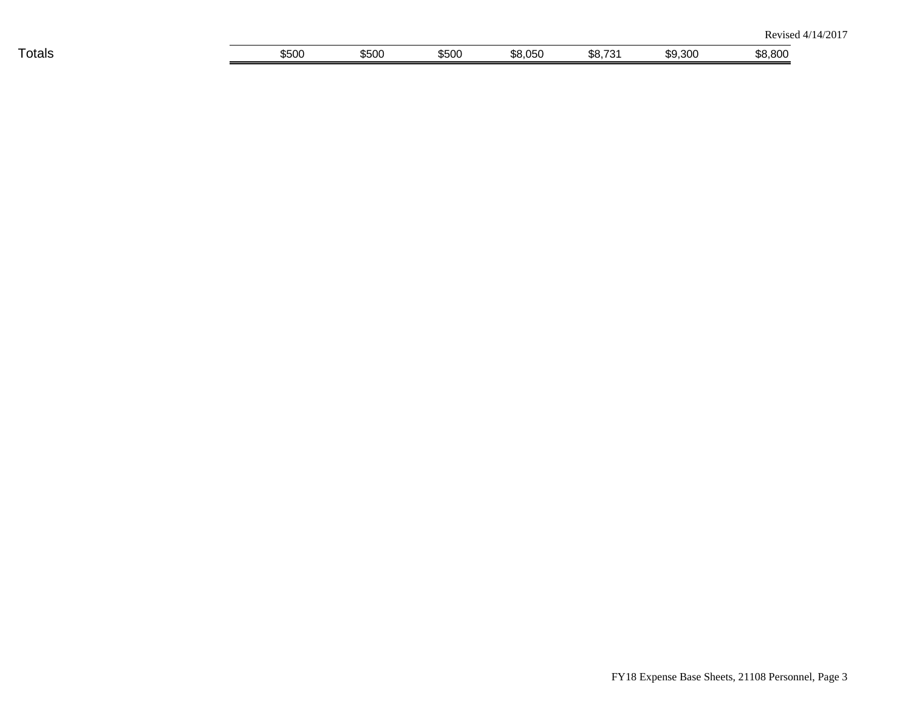Revised 4/14/2017

| Totals | | $500 | $500 | $500 | $8,050 | $8,731 | $9,300 | $8,800 |
|---|---|---|---|---|---|---|---|---|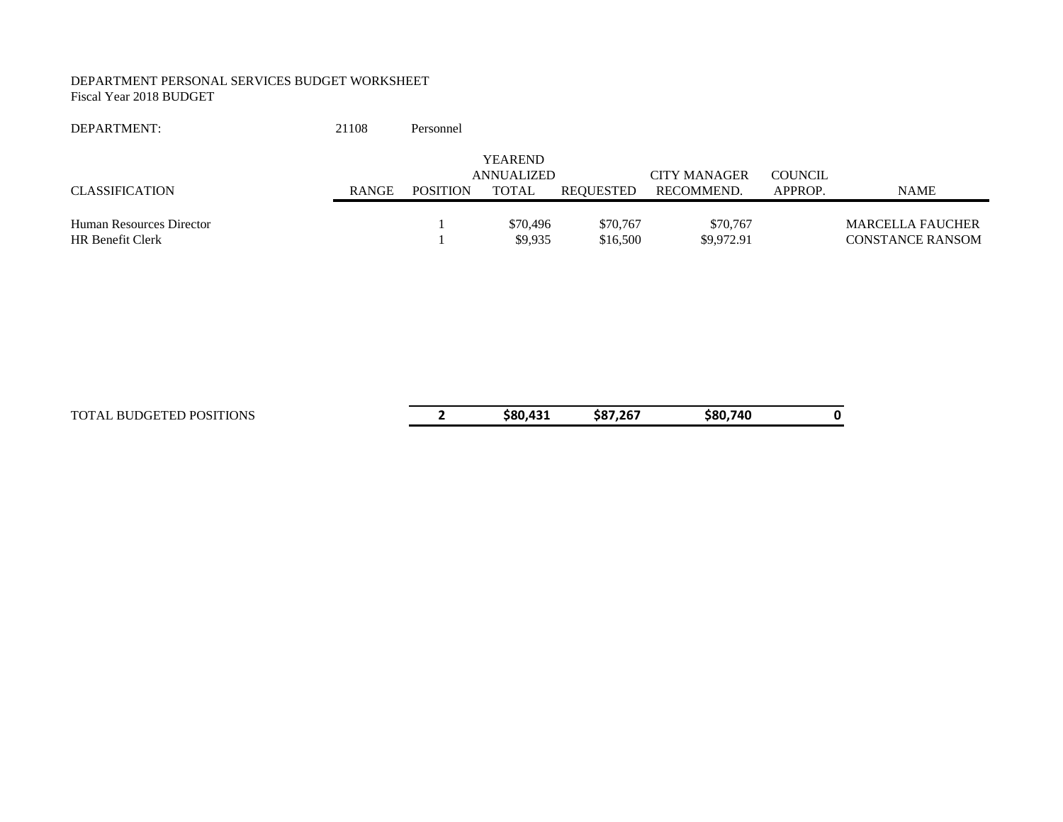DEPARTMENT PERSONAL SERVICES BUDGET WORKSHEET
Fiscal Year 2018 BUDGET

DEPARTMENT: 21108 Personnel

| CLASSIFICATION | RANGE | POSITION | YEAREND ANNUALIZED TOTAL | REQUESTED | CITY MANAGER RECOMMEND. | COUNCIL APPROP. | NAME |
|---|---|---|---|---|---|---|---|
| Human Resources Director | | 1 | $70,496 | $70,767 | $70,767 | | MARCELLA FAUCHER |
| HR Benefit Clerk | | 1 | $9,935 | $16,500 | $9,972.91 | | CONSTANCE RANSOM |
| TOTAL BUDGETED POSITIONS | | **2** | **$80,431** | **$87,267** | **$80,740** | **0** | |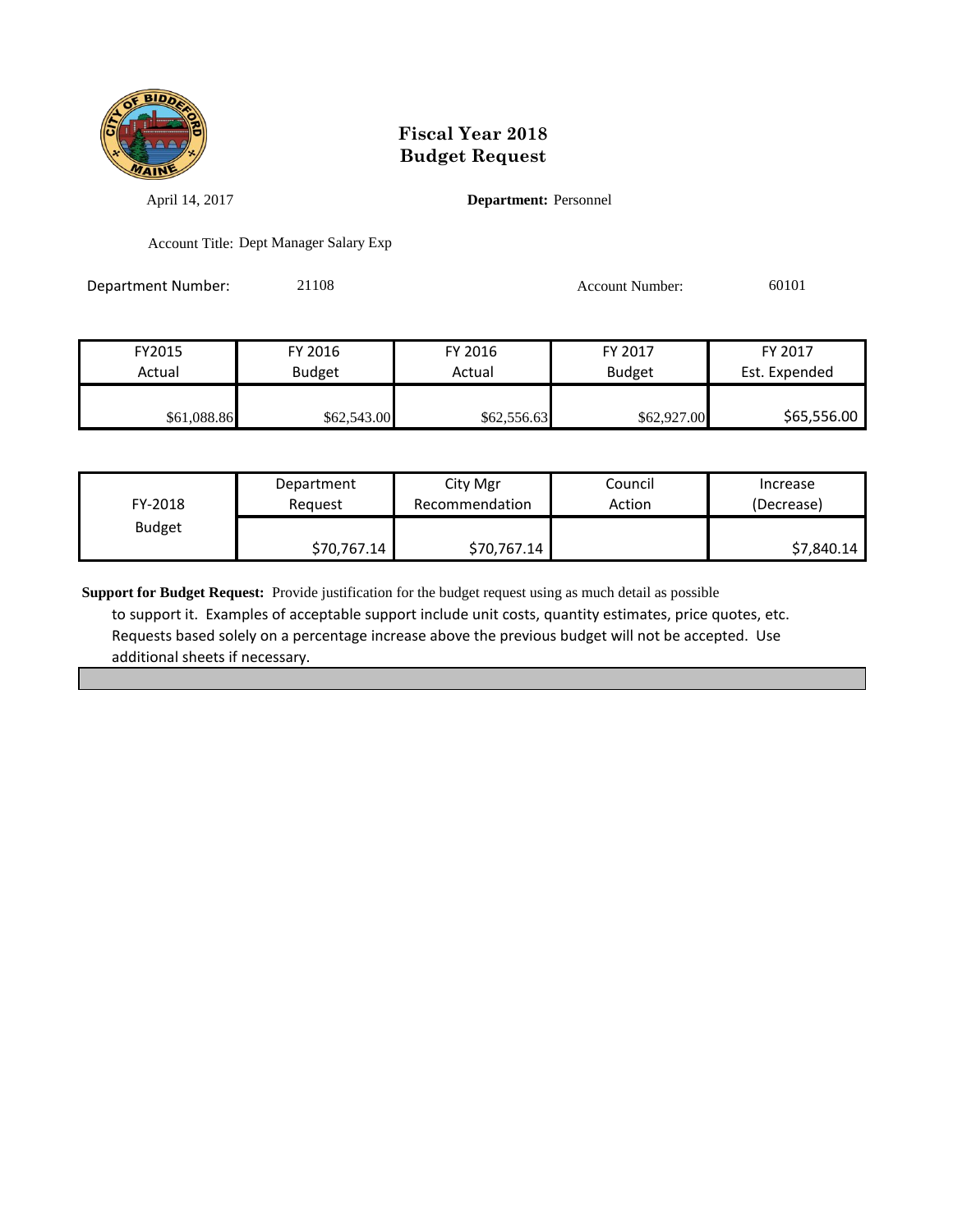# Fiscal Year 2018
# Budget Request

April 14, 2017

**Department:** Personnel

Account Title: Dept Manager Salary Exp

Department Number: 21108

Account Number: 60101

| FY2015 Actual | FY 2016 Budget | FY 2016 Actual | FY 2017 Budget | FY 2017 Est. Expended |
|---|---|---|---|---|
| $61,088.86 | $62,543.00 | $62,556.63 | $62,927.00 | $65,556.00 |

| FY-2018 Budget | Department Request | City Mgr Recommendation | Council Action | Increase (Decrease) |
|---|---|---|---|---|
| | $70,767.14 | $70,767.14 | | $7,840.14 |

**Support for Budget Request:** Provide justification for the budget request using as much detail as possible to support it. Examples of acceptable support include unit costs, quantity estimates, price quotes, etc. Requests based solely on a percentage increase above the previous budget will not be accepted. Use additional sheets if necessary.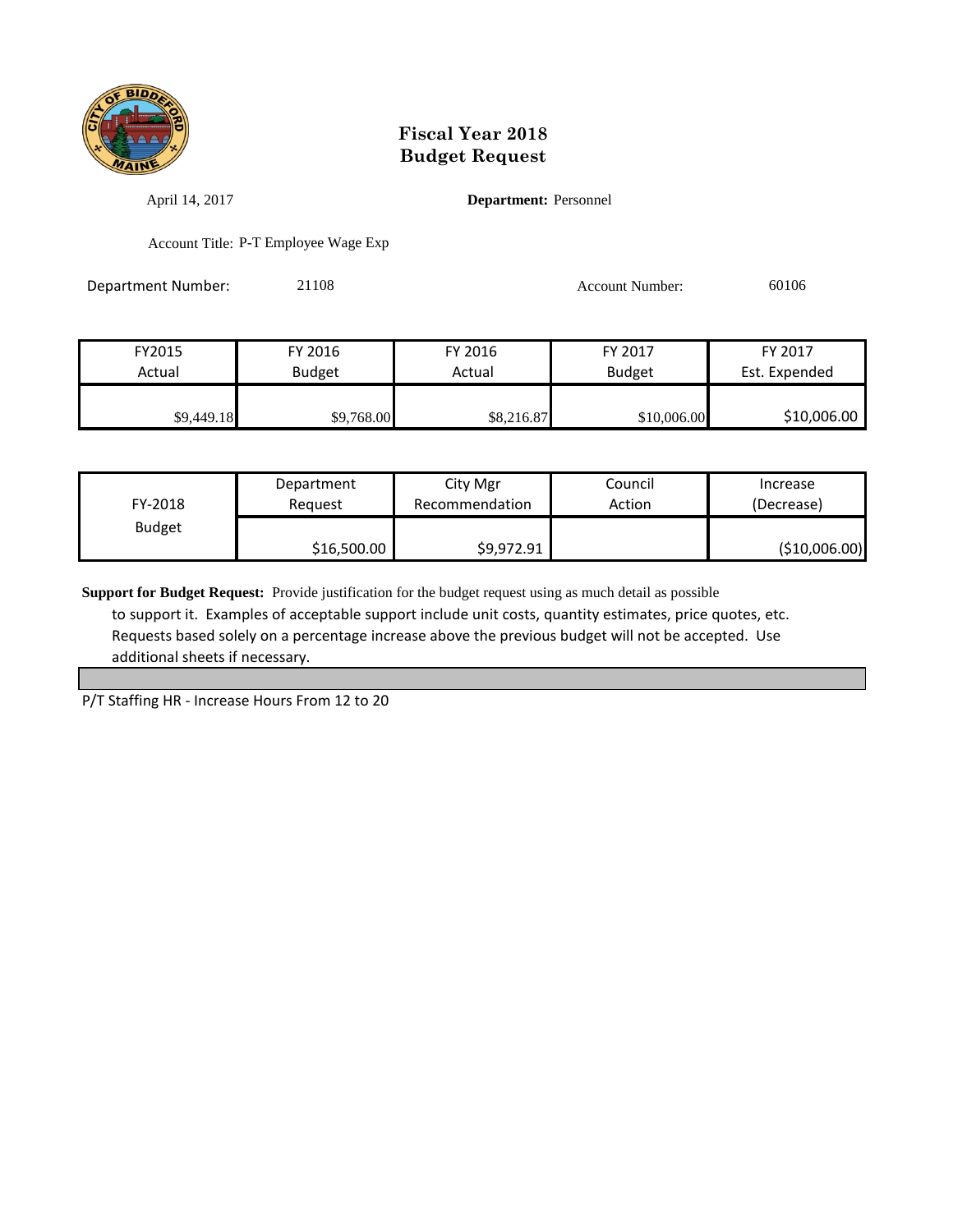# Fiscal Year 2018
# Budget Request

April 14, 2017

**Department:** Personnel

Account Title: P-T Employee Wage Exp

Department Number: 21108

Account Number: 60106

| FY2015 Actual | FY 2016 Budget | FY 2016 Actual | FY 2017 Budget | FY 2017 Est. Expended |
|---|---|---|---|---|
| $9,449.18 | $9,768.00 | $8,216.87 | $10,006.00 | $10,006.00 |

| FY-2018 Budget | Department Request | City Mgr Recommendation | Council Action | Increase (Decrease) |
|---|---|---|---|---|
| | $16,500.00 | $9,972.91 | | ($10,006.00) |

**Support for Budget Request:** Provide justification for the budget request using as much detail as possible to support it. Examples of acceptable support include unit costs, quantity estimates, price quotes, etc. Requests based solely on a percentage increase above the previous budget will not be accepted. Use additional sheets if necessary.

P/T Staffing HR - Increase Hours From 12 to 20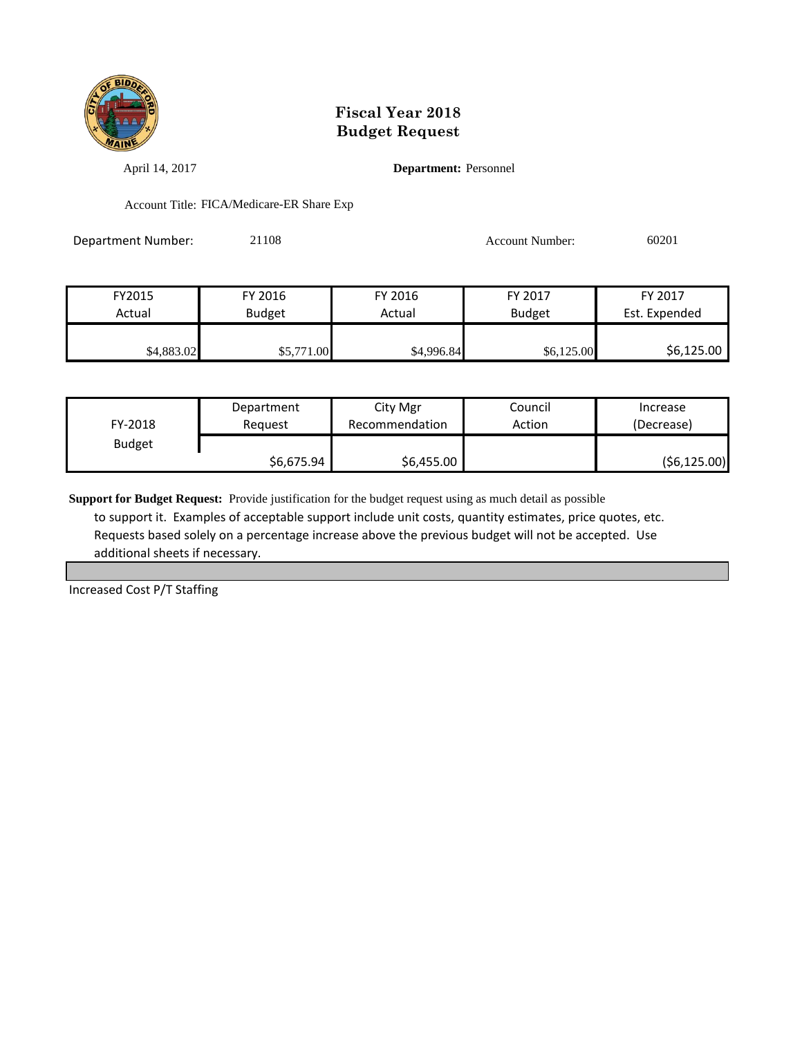# Fiscal Year 2018
# Budget Request

April 14, 2017

**Department:** Personnel

Account Title: FICA/Medicare-ER Share Exp

Department Number: 21108

Account Number: 60201

| FY2015 Actual | FY 2016 Budget | FY 2016 Actual | FY 2017 Budget | FY 2017 Est. Expended |
|---|---|---|---|---|
| $4,883.02 | $5,771.00 | $4,996.84 | $6,125.00 | $6,125.00 |

| FY-2018 Budget | Department Request | City Mgr Recommendation | Council Action | Increase (Decrease) |
|---|---|---|---|---|
| | $6,675.94 | $6,455.00 | | ($6,125.00) |

**Support for Budget Request:** Provide justification for the budget request using as much detail as possible to support it. Examples of acceptable support include unit costs, quantity estimates, price quotes, etc. Requests based solely on a percentage increase above the previous budget will not be accepted. Use additional sheets if necessary.

Increased Cost P/T Staffing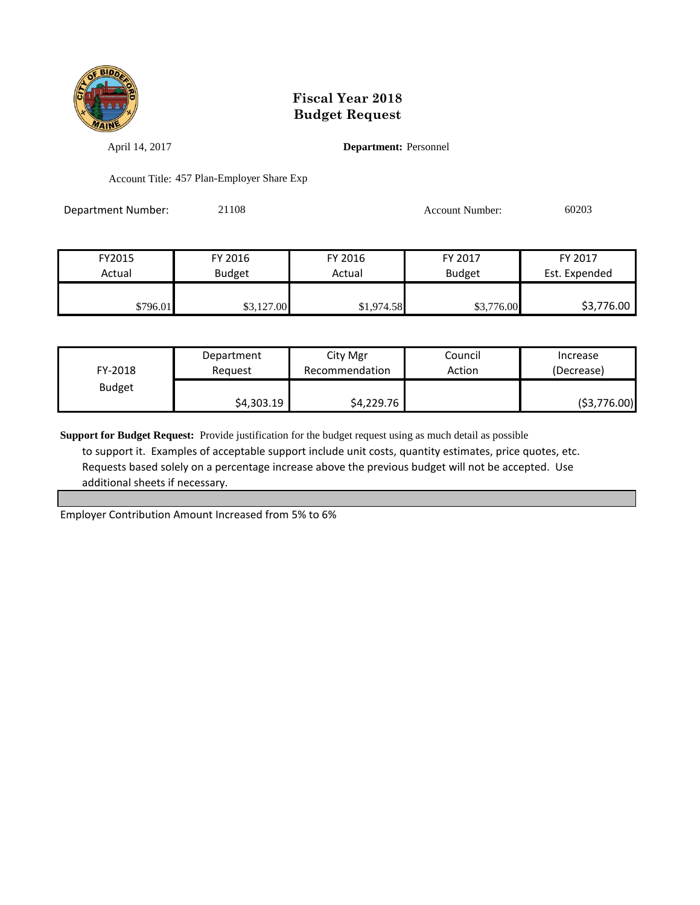# Fiscal Year 2018
# Budget Request

April 14, 2017 **Department:** Personnel

Account Title: 457 Plan-Employer Share Exp

Department Number: 21108 Account Number: 60203

| FY2015 Actual | FY 2016 Budget | FY 2016 Actual | FY 2017 Budget | FY 2017 Est. Expended |
|---|---|---|---|---|
| $796.01 | $3,127.00 | $1,974.58 | $3,776.00 | $3,776.00 |

| FY-2018 Budget | Department Request | City Mgr Recommendation | Council Action | Increase (Decrease) |
|---|---|---|---|---|
| | $4,303.19 | $4,229.76 | | ($3,776.00) |

**Support for Budget Request:** Provide justification for the budget request using as much detail as possible to support it. Examples of acceptable support include unit costs, quantity estimates, price quotes, etc. Requests based solely on a percentage increase above the previous budget will not be accepted. Use additional sheets if necessary.

Employer Contribution Amount Increased from 5% to 6%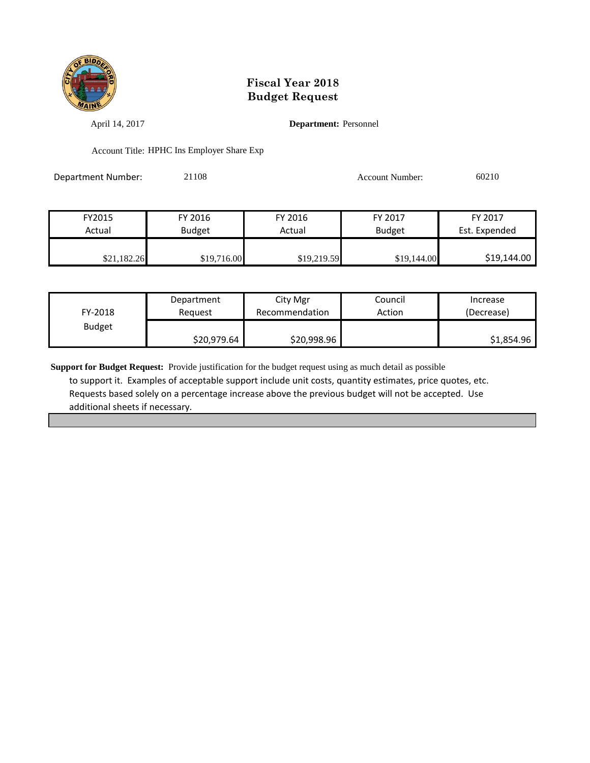# Fiscal Year 2018
# Budget Request

April 14, 2017 **Department:** Personnel

Account Title: HPHC Ins Employer Share Exp

Department Number: 21108 Account Number: 60210

| FY2015 Actual | FY 2016 Budget | FY 2016 Actual | FY 2017 Budget | FY 2017 Est. Expended |
|---|---|---|---|---|
| $21,182.26 | $19,716.00 | $19,219.59 | $19,144.00 | $19,144.00 |

| FY-2018 Budget | Department Request | City Mgr Recommendation | Council Action | Increase (Decrease) |
|---|---|---|---|---|
| | $20,979.64 | $20,998.96 | | $1,854.96 |

**Support for Budget Request:** Provide justification for the budget request using as much detail as possible to support it. Examples of acceptable support include unit costs, quantity estimates, price quotes, etc. Requests based solely on a percentage increase above the previous budget will not be accepted. Use additional sheets if necessary.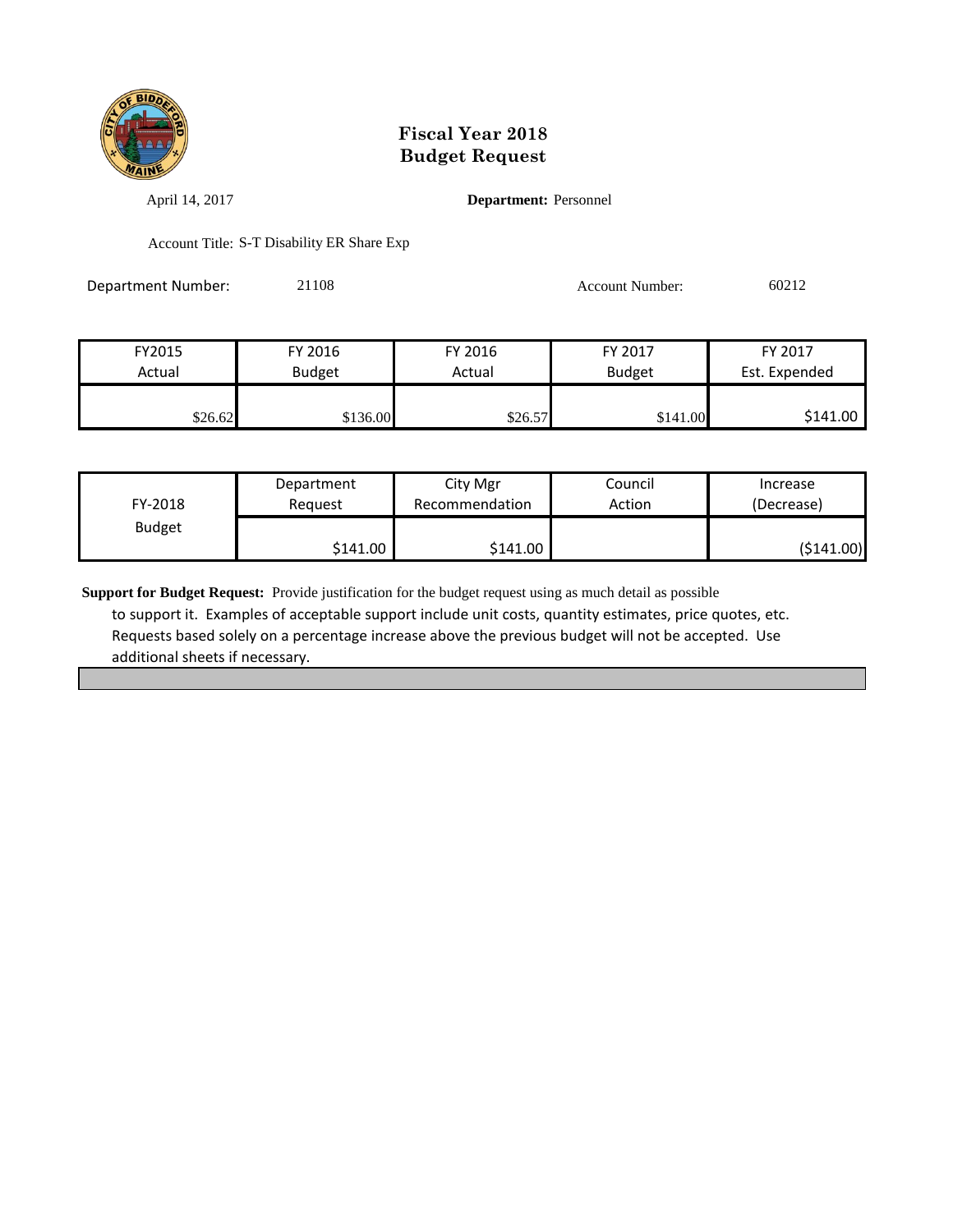# Fiscal Year 2018
# Budget Request

April 14, 2017

**Department:** Personnel

Account Title: S-T Disability ER Share Exp

Department Number: 21108

Account Number: 60212

| FY2015 Actual | FY 2016 Budget | FY 2016 Actual | FY 2017 Budget | FY 2017 Est. Expended |
|---|---|---|---|---|
| $26.62 | $136.00 | $26.57 | $141.00 | $141.00 |

| FY-2018 Budget | Department Request | City Mgr Recommendation | Council Action | Increase (Decrease) |
|---|---|---|---|---|
| | $141.00 | $141.00 | | ($141.00) |

**Support for Budget Request:** Provide justification for the budget request using as much detail as possible to support it. Examples of acceptable support include unit costs, quantity estimates, price quotes, etc. Requests based solely on a percentage increase above the previous budget will not be accepted. Use additional sheets if necessary.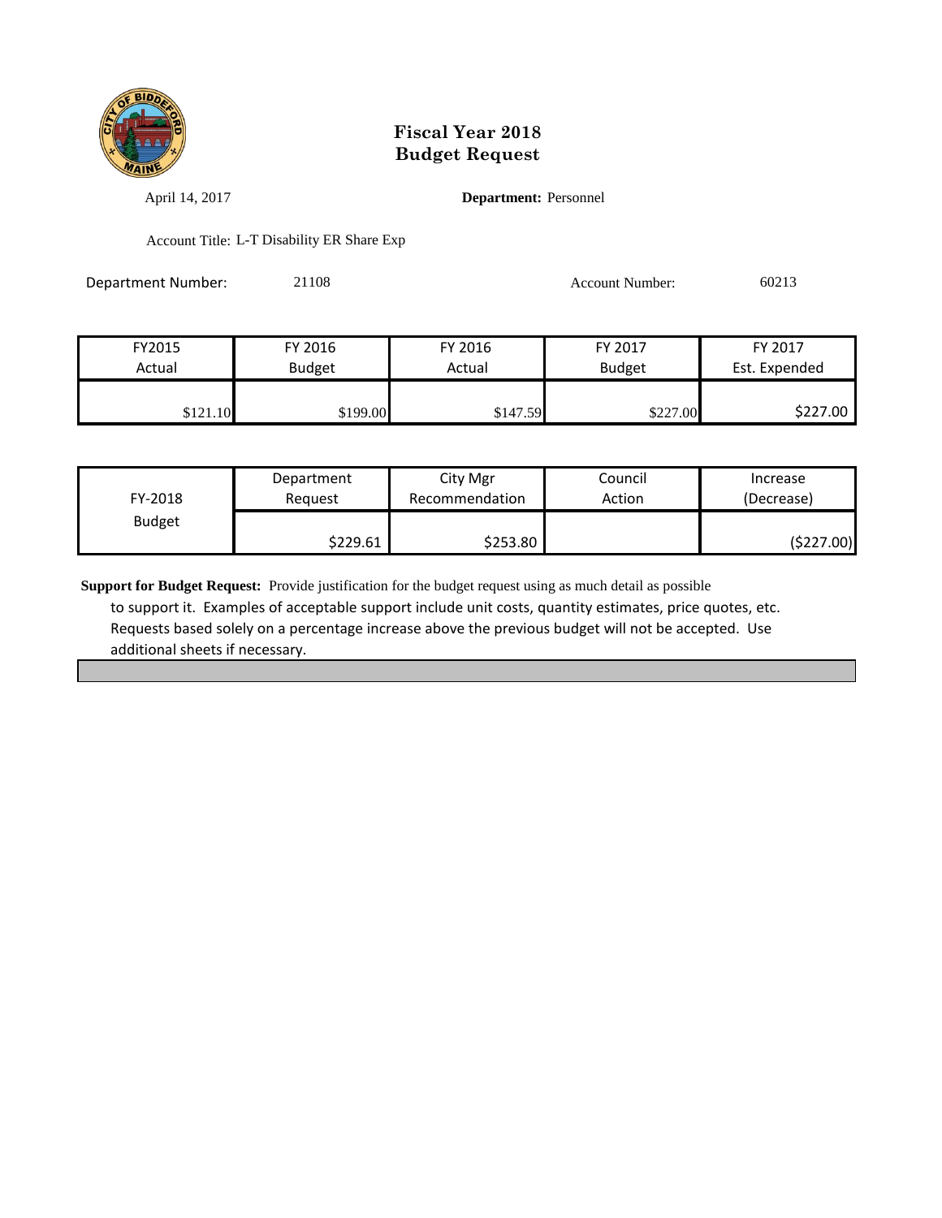# Fiscal Year 2018
# Budget Request

April 14, 2017

**Department:** Personnel

Account Title: L-T Disability ER Share Exp

Department Number: 21108

Account Number: 60213

| FY2015 Actual | FY 2016 Budget | FY 2016 Actual | FY 2017 Budget | FY 2017 Est. Expended |
|---|---|---|---|---|
| $121.10 | $199.00 | $147.59 | $227.00 | $227.00 |

| FY-2018 Budget | Department Request | City Mgr Recommendation | Council Action | Increase (Decrease) |
|---|---|---|---|---|
| | $229.61 | $253.80 | | ($227.00) |

**Support for Budget Request:** Provide justification for the budget request using as much detail as possible to support it. Examples of acceptable support include unit costs, quantity estimates, price quotes, etc. Requests based solely on a percentage increase above the previous budget will not be accepted. Use additional sheets if necessary.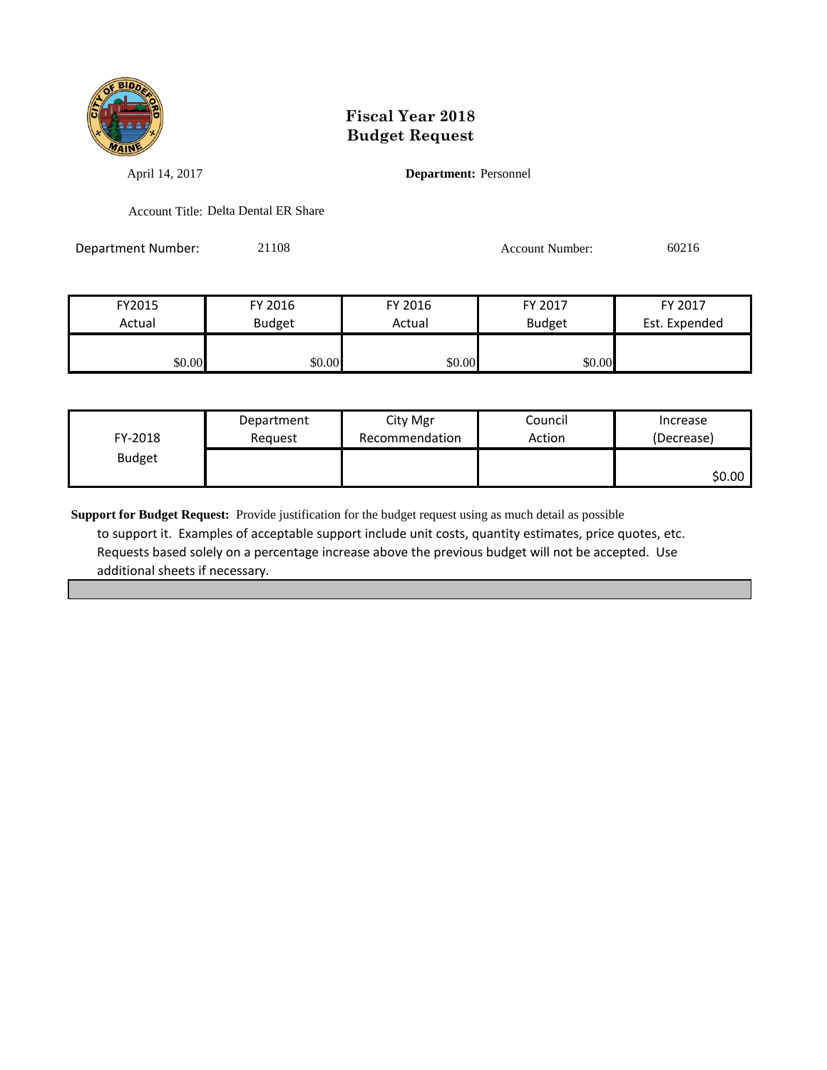# Fiscal Year 2018
# Budget Request

April 14, 2017

**Department:** Personnel

Account Title: Delta Dental ER Share

Department Number: 21108

Account Number: 60216

| FY2015 Actual | FY 2016 Budget | FY 2016 Actual | FY 2017 Budget | FY 2017 Est. Expended |
|---|---|---|---|---|
| $0.00 | $0.00 | $0.00 | $0.00 | |

| FY-2018 Budget | Department Request | City Mgr Recommendation | Council Action | Increase (Decrease) |
|---|---|---|---|---|
| | | | | $0.00 |

**Support for Budget Request:** Provide justification for the budget request using as much detail as possible to support it. Examples of acceptable support include unit costs, quantity estimates, price quotes, etc. Requests based solely on a percentage increase above the previous budget will not be accepted. Use additional sheets if necessary.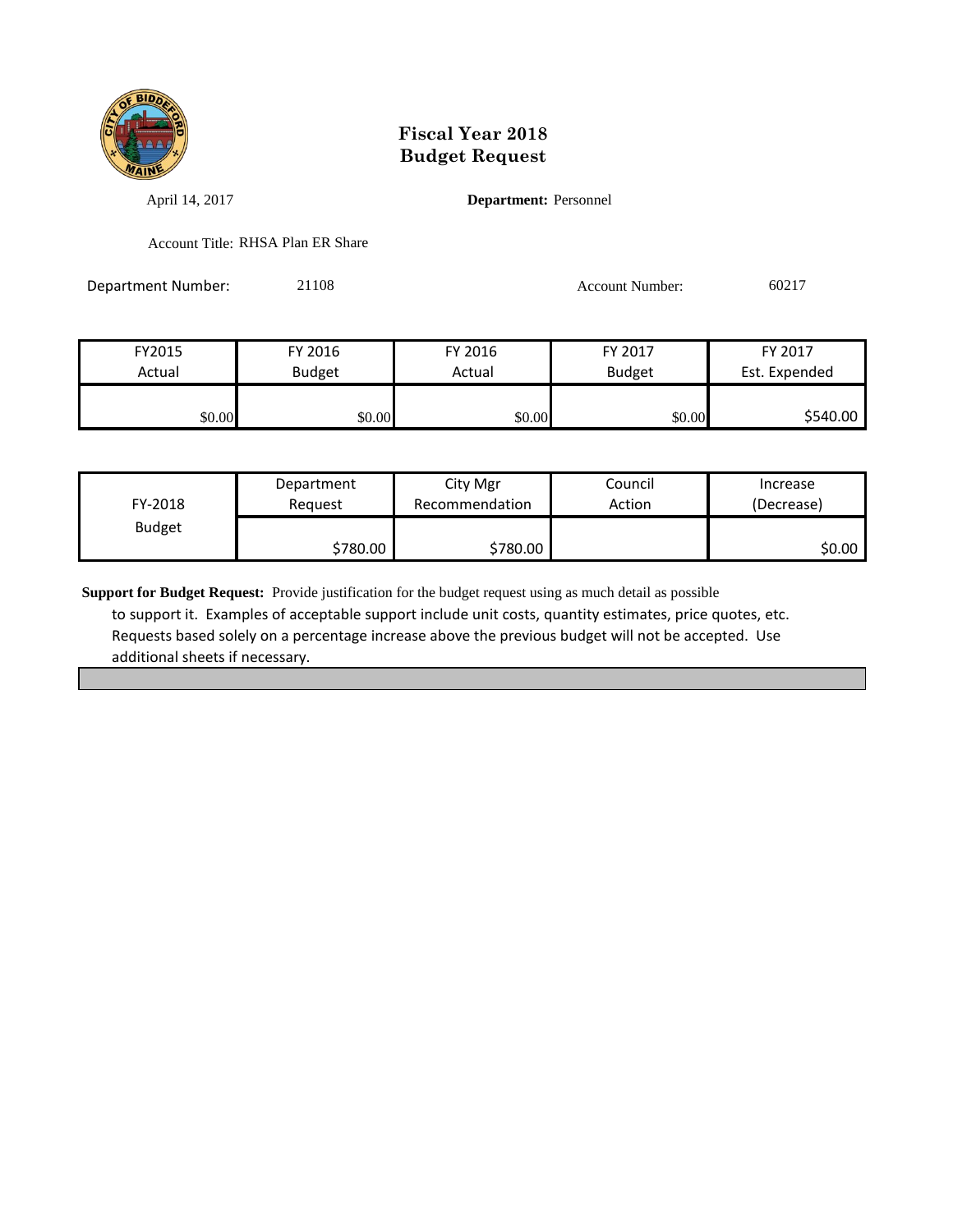# Fiscal Year 2018
# Budget Request

April 14, 2017

**Department:** Personnel

Account Title: RHSA Plan ER Share

Department Number: 21108

Account Number: 60217

| FY2015 Actual | FY 2016 Budget | FY 2016 Actual | FY 2017 Budget | FY 2017 Est. Expended |
|---|---|---|---|---|
| $0.00 | $0.00 | $0.00 | $0.00 | $540.00 |

| FY-2018 Budget | Department Request | City Mgr Recommendation | Council Action | Increase (Decrease) |
|---|---|---|---|---|
| | $780.00 | $780.00 | | $0.00 |

**Support for Budget Request:** Provide justification for the budget request using as much detail as possible to support it. Examples of acceptable support include unit costs, quantity estimates, price quotes, etc. Requests based solely on a percentage increase above the previous budget will not be accepted. Use additional sheets if necessary.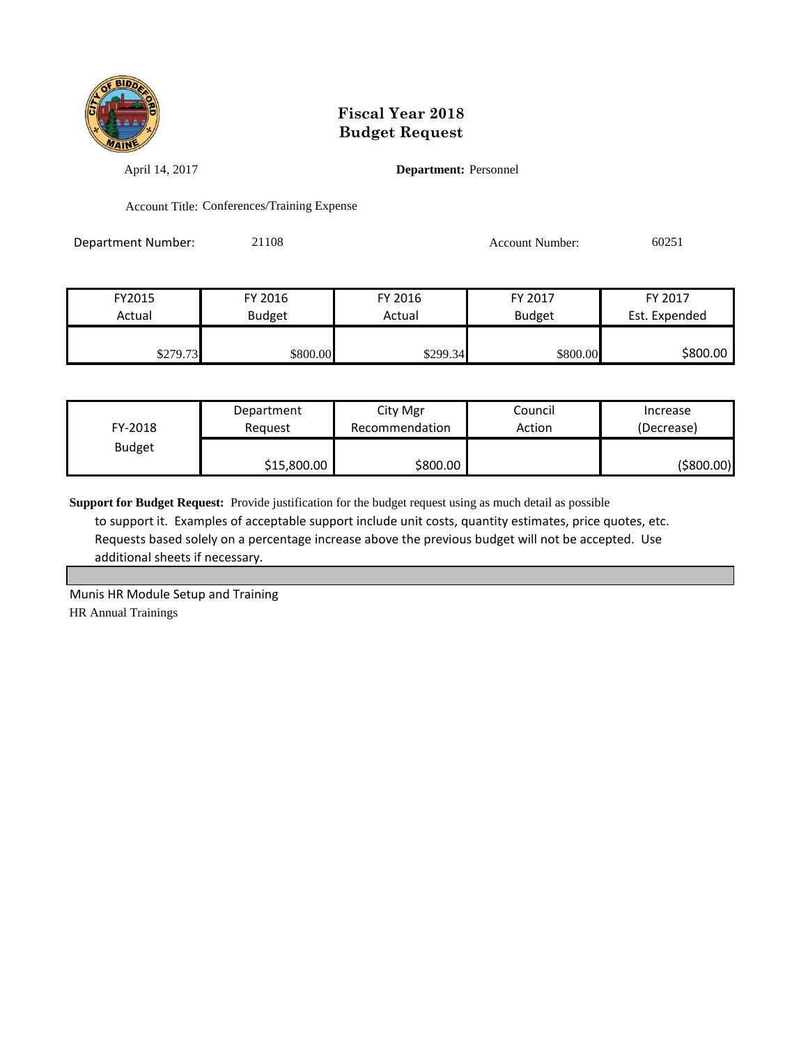# Fiscal Year 2018
# Budget Request

April 14, 2017

**Department:** Personnel

Account Title: Conferences/Training Expense

Department Number: 21108

Account Number: 60251

| FY2015 Actual | FY 2016 Budget | FY 2016 Actual | FY 2017 Budget | FY 2017 Est. Expended |
|---|---|---|---|---|
| $279.73 | $800.00 | $299.34 | $800.00 | $800.00 |

| FY-2018 Budget | Department Request | City Mgr Recommendation | Council Action | Increase (Decrease) |
|---|---|---|---|---|
| | $15,800.00 | $800.00 | | ($800.00) |

**Support for Budget Request:** Provide justification for the budget request using as much detail as possible to support it. Examples of acceptable support include unit costs, quantity estimates, price quotes, etc. Requests based solely on a percentage increase above the previous budget will not be accepted. Use additional sheets if necessary.

Munis HR Module Setup and Training

HR Annual Trainings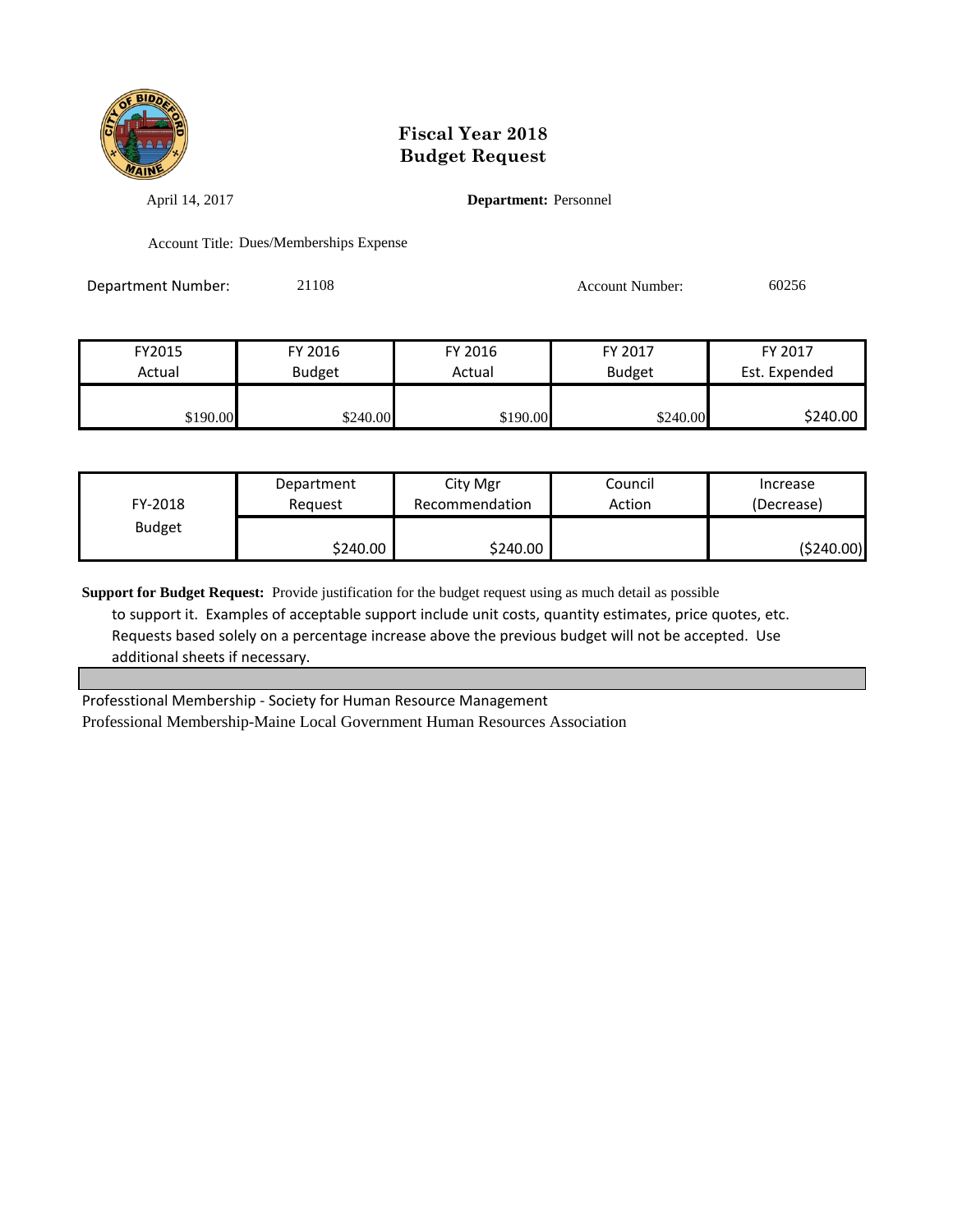# Fiscal Year 2018
# Budget Request

April 14, 2017

**Department:** Personnel

Account Title: Dues/Memberships Expense

Department Number: 21108

Account Number: 60256

| FY2015 Actual | FY 2016 Budget | FY 2016 Actual | FY 2017 Budget | FY 2017 Est. Expended |
|---|---|---|---|---|
| $190.00 | $240.00 | $190.00 | $240.00 | $240.00 |

| FY-2018 Budget | Department Request | City Mgr Recommendation | Council Action | Increase (Decrease) |
|---|---|---|---|---|
| | $240.00 | $240.00 | | ($240.00) |

**Support for Budget Request:** Provide justification for the budget request using as much detail as possible to support it. Examples of acceptable support include unit costs, quantity estimates, price quotes, etc. Requests based solely on a percentage increase above the previous budget will not be accepted. Use additional sheets if necessary.

Professtional Membership - Society for Human Resource Management

Professional Membership-Maine Local Government Human Resources Association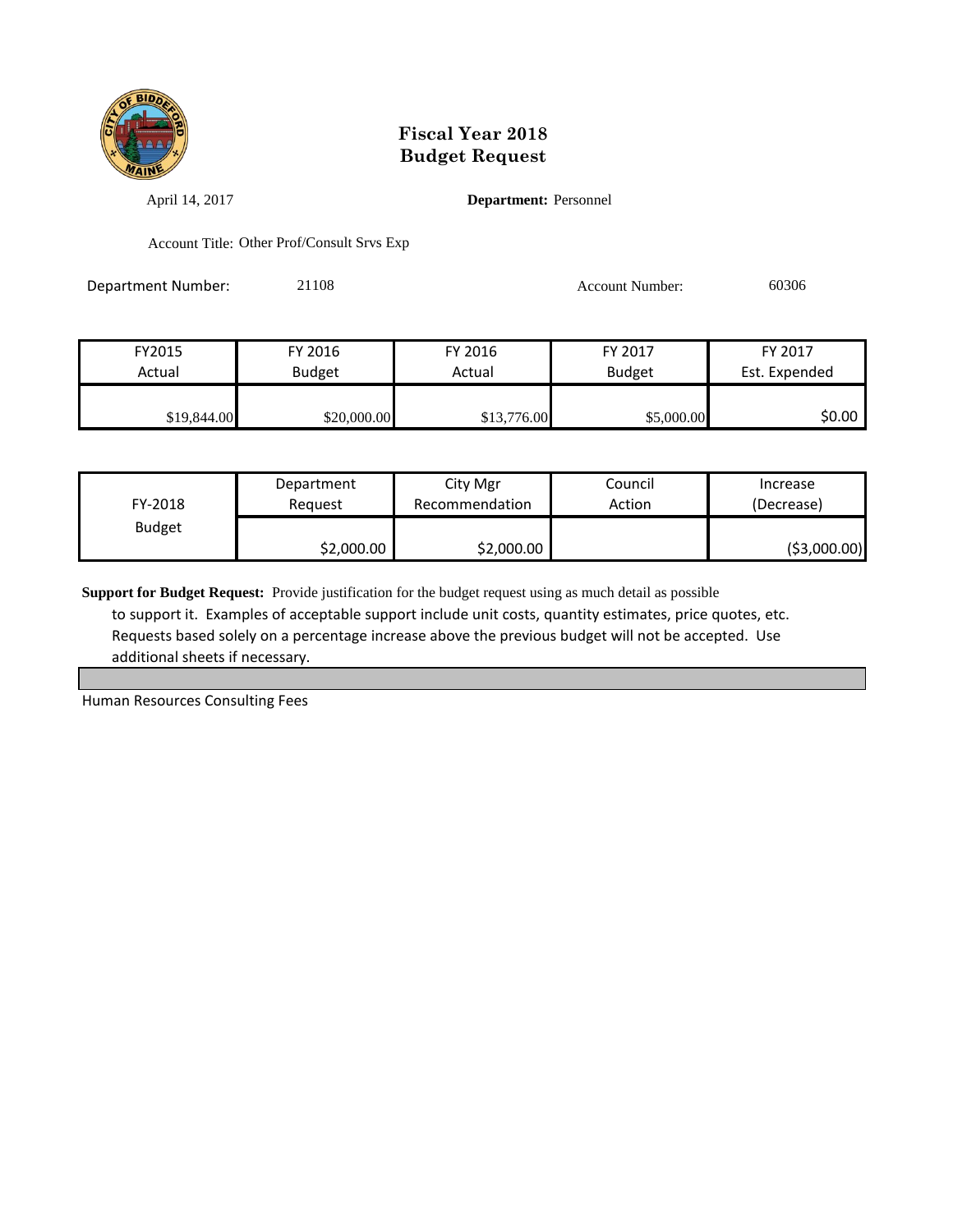# Fiscal Year 2018
# Budget Request

April 14, 2017

**Department:** Personnel

Account Title: Other Prof/Consult Srvs Exp

Department Number: 21108

Account Number: 60306

| FY2015 Actual | FY 2016 Budget | FY 2016 Actual | FY 2017 Budget | FY 2017 Est. Expended |
|---|---|---|---|---|
| $19,844.00 | $20,000.00 | $13,776.00 | $5,000.00 | $0.00 |

| FY-2018 Budget | Department Request | City Mgr Recommendation | Council Action | Increase (Decrease) |
|---|---|---|---|---|
| | $2,000.00 | $2,000.00 | | ($3,000.00) |

**Support for Budget Request:** Provide justification for the budget request using as much detail as possible to support it. Examples of acceptable support include unit costs, quantity estimates, price quotes, etc. Requests based solely on a percentage increase above the previous budget will not be accepted. Use additional sheets if necessary.

Human Resources Consulting Fees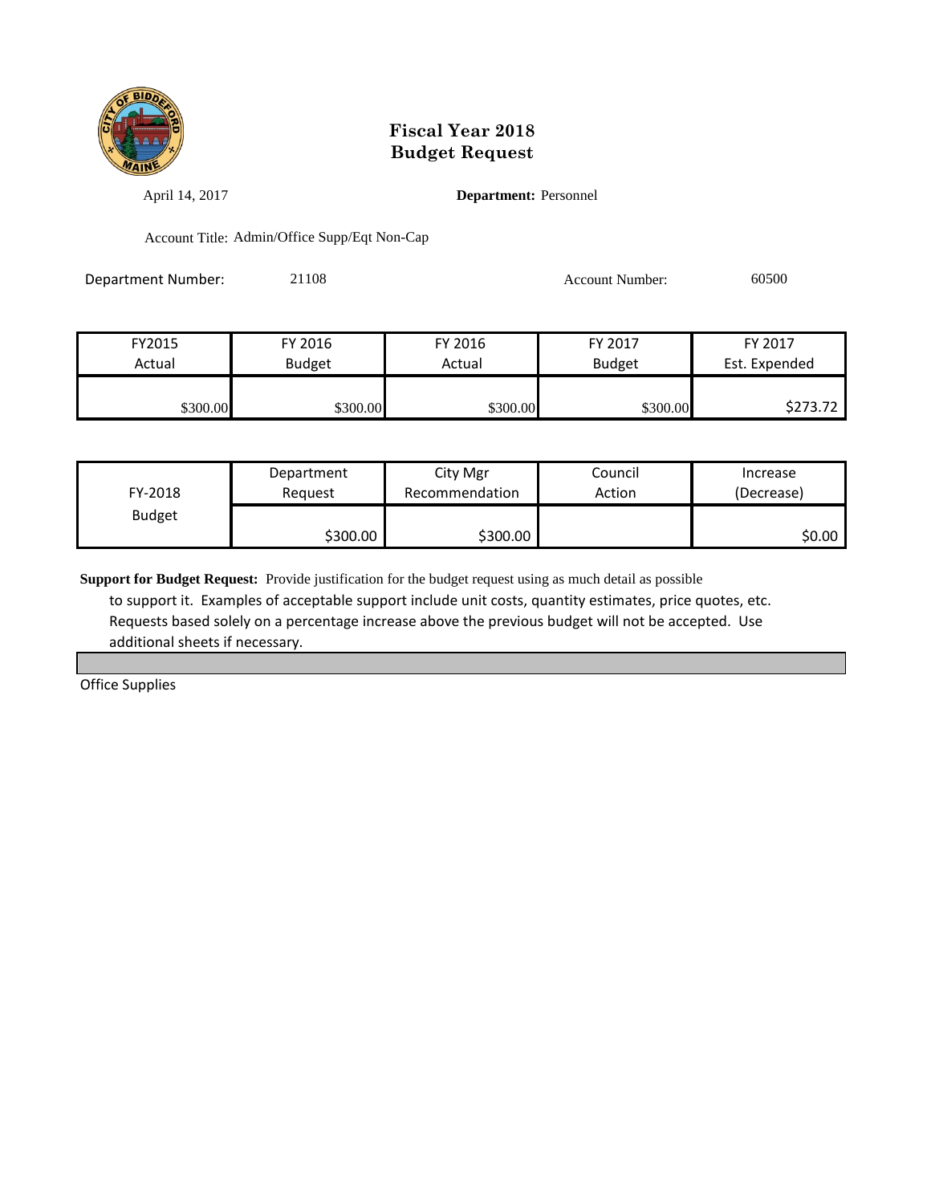# Fiscal Year 2018
# Budget Request

April 14, 2017

**Department:** Personnel

Account Title: Admin/Office Supp/Eqt Non-Cap

Department Number: 21108

Account Number: 60500

| FY2015 Actual | FY 2016 Budget | FY 2016 Actual | FY 2017 Budget | FY 2017 Est. Expended |
|---|---|---|---|---|
| $300.00 | $300.00 | $300.00 | $300.00 | $273.72 |

| FY-2018 Budget | Department Request | City Mgr Recommendation | Council Action | Increase (Decrease) |
|---|---|---|---|---|
| | $300.00 | $300.00 | | $0.00 |

**Support for Budget Request:** Provide justification for the budget request using as much detail as possible to support it. Examples of acceptable support include unit costs, quantity estimates, price quotes, etc. Requests based solely on a percentage increase above the previous budget will not be accepted. Use additional sheets if necessary.

Office Supplies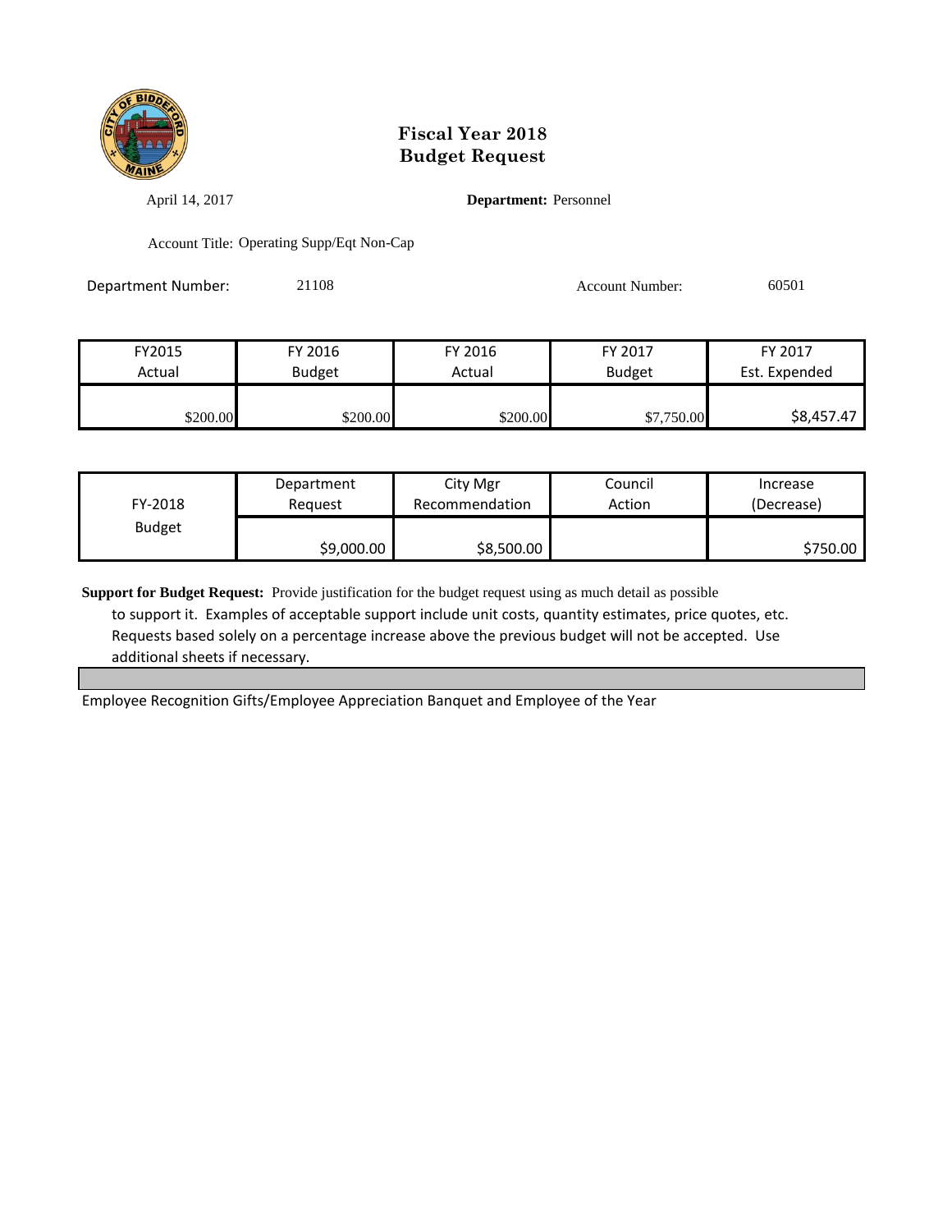# Fiscal Year 2018
# Budget Request

April 14, 2017 **Department:** Personnel

Account Title: Operating Supp/Eqt Non-Cap

Department Number: 21108 Account Number: 60501

| FY2015 Actual | FY 2016 Budget | FY 2016 Actual | FY 2017 Budget | FY 2017 Est. Expended |
|---|---|---|---|---|
| $200.00 | $200.00 | $200.00 | $7,750.00 | $8,457.47 |

| FY-2018 Budget | Department Request | City Mgr Recommendation | Council Action | Increase (Decrease) |
|---|---|---|---|---|
| | $9,000.00 | $8,500.00 | | $750.00 |

**Support for Budget Request:** Provide justification for the budget request using as much detail as possible to support it. Examples of acceptable support include unit costs, quantity estimates, price quotes, etc. Requests based solely on a percentage increase above the previous budget will not be accepted. Use additional sheets if necessary.

Employee Recognition Gifts/Employee Appreciation Banquet and Employee of the Year